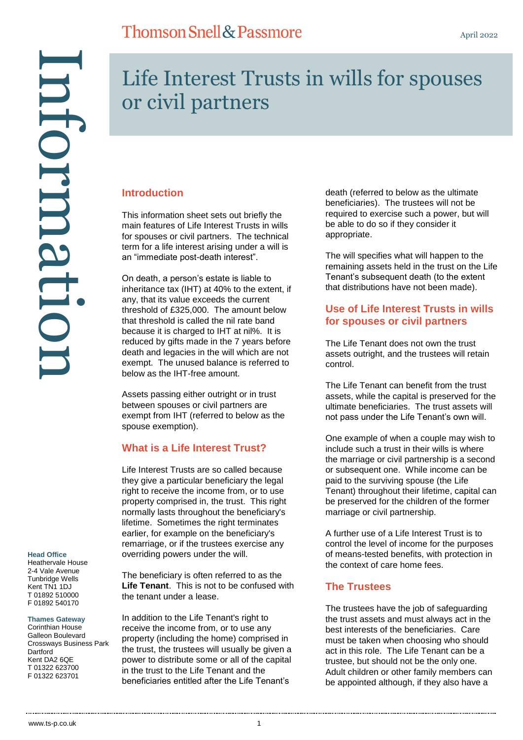# Life Interest Trusts in wills for spouses or civil partners

## Introduction

This information sheet sets out briefly the main features of Life Interest Trusts in wills for spouses or civil partners. The technical term for a life interest arising under a will is an "immediate post-death interest".

On death, a person's estate is liable to inheritance tax (IHT) at 40% to the extent, if any, that its value exceeds the current threshold of £325,000. The amount below that threshold is called the nil rate band because it is charged to IHT at nil%. It is reduced by gifts made in the 7 years before death and legacies in the will which are not exempt. The unused balance is referred to below as the IHT-free amount.

Assets passing either outright or in trust between spouses or civil partners are exempt from IHT (referred to below as the spouse exemption).

## What is a Life Interest Trust?

Life Interest Trusts are so called because they give a particular beneficiary the legal right to receive the income from, or to use property comprised in, the trust. This right normally lasts throughout the beneficiary's lifetime. Sometimes the right terminates earlier, for example on the beneficiary's remarriage, or if the trustees exercise any overriding powers under the will.

The beneficiary is often referred to as the **Life Tenant**. This is not to be confused with the tenant under a lease.

In addition to the Life Tenant's right to receive the income from, or to use any property (including the home) comprised in the trust, the trustees will usually be given a power to distribute some or all of the capital in the trust to the Life Tenant and the beneficiaries entitled after the Life Tenant's death (referred to below as the ultimate beneficiaries). The trustees will not be required to exercise such a power, but will be able to do so if they consider it appropriate.

The will specifies what will happen to the remaining assets held in the trust on the Life Tenant's subsequent death (to the extent that distributions have not been made).

## Use of Life Interest Trusts in wills for spouses or civil partners

The Life Tenant does not own the trust assets outright, and the trustees will retain control.

The Life Tenant can benefit from the trust assets, while the capital is preserved for the ultimate beneficiaries. The trust assets will not pass under the Life Tenant's own will.

One example of when a couple may wish to include such a trust in their wills is where the marriage or civil partnership is a second or subsequent one. While income can be paid to the surviving spouse (the Life Tenant) throughout their lifetime, capital can be preserved for the children of the former marriage or civil partnership.

A further use of a Life Interest Trust is to control the level of income for the purposes of means-tested benefits, with protection in the context of care home fees.

## The Trustees

The trustees have the job of safeguarding the trust assets and must always act in the best interests of the beneficiaries. Care must be taken when choosing who should act in this role. The Life Tenant can be a trustee, but should not be the only one. Adult children or other family members can be appointed although, if they also have a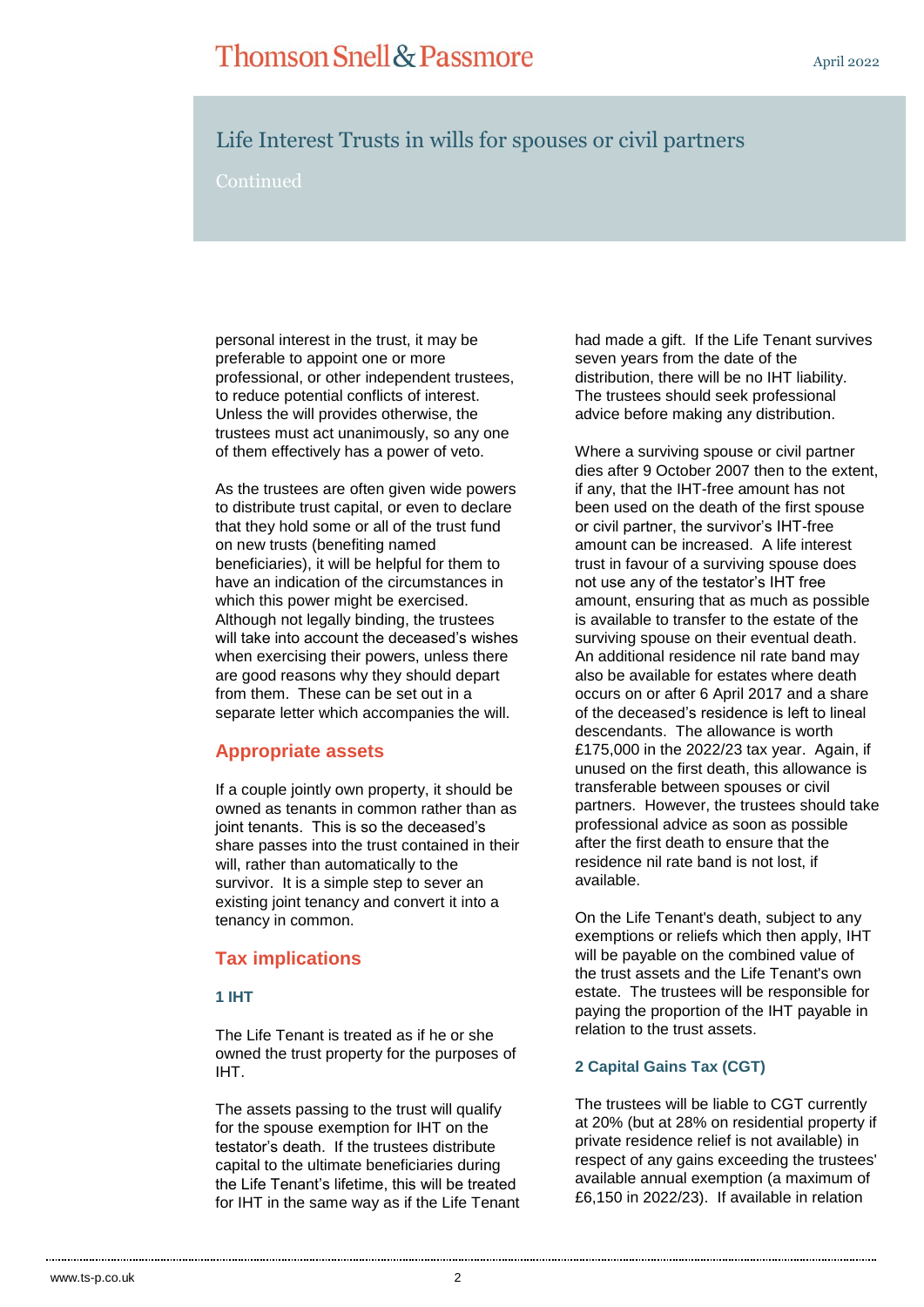personal interest in the trust, it may be preferable to appoint one or more professional, or other independent trustees, to reduce potential conflicts of interest. Unless the will provides otherwise, the trustees must act unanimously, so any one of them effectively has a power of veto.

As the trustees are often given wide powers to distribute trust capital, or even to declare that they hold some or all of the trust fund on new trusts (benefiting named beneficiaries), it will be helpful for them to have an indication of the circumstances in which this power might be exercised. Although not legally binding, the trustees will take into account the deceased's wishes when exercising their powers, unless there are good reasons why they should depart from them. These can be set out in a separate letter which accompanies the will.

## Appropriate assets

If a couple jointly own property, it should be owned as tenants in common rather than as joint tenants. This is so the deceased's share passes into the trust contained in their will, rather than automatically to the survivor. It is a simple step to sever an existing joint tenancy and convert it into a tenancy in common.

## Tax implications

### 1 IHT

The Life Tenant is treated as if he or she owned the trust property for the purposes of IHT.

The assets passing to the trust will qualify for the spouse exemption for IHT on the testator's death. If the trustees distribute capital to the ultimate beneficiaries during the Life Tenant's lifetime, this will be treated for IHT in the same way as if the Life Tenant had made a gift. If the Life Tenant survives seven years from the date of the distribution, there will be no IHT liability. The trustees should seek professional advice before making any distribution.

Where a surviving spouse or civil partner dies after 9 October 2007 then to the extent, if any, that the IHT-free amount has not been used on the death of the first spouse or civil partner, the survivor's IHT-free amount can be increased. A life interest trust in favour of a surviving spouse does not use any of the testator's IHT free amount, ensuring that as much as possible is available to transfer to the estate of the surviving spouse on their eventual death. An additional residence nil rate band may also be available for estates where death occurs on or after 6 April 2017 and a share of the deceased's residence is left to lineal descendants. The allowance is worth £175,000 in the 2022/23 tax year. Again, if unused on the first death, this allowance is transferable between spouses or civil partners. However, the trustees should take professional advice as soon as possible after the first death to ensure that the residence nil rate band is not lost, if available.

On the Life Tenant's death, subject to any exemptions or reliefs which then apply, IHT will be payable on the combined value of the trust assets and the Life Tenant's own estate. The trustees will be responsible for paying the proportion of the IHT payable in relation to the trust assets.

### 2 Capital Gains Tax (CGT)

The trustees will be liable to CGT currently at 20% (but at 28% on residential property if private residence relief is not available) in respect of any gains exceeding the trustees' available annual exemption (a maximum of £6,150 in 2022/23). If available in relation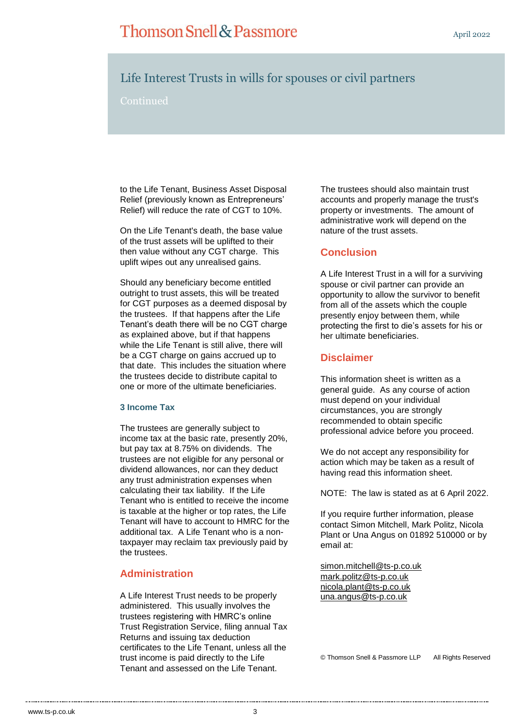to the Life Tenant, Business Asset Disposal Relief (previously known as Entrepreneurs' Relief) will reduce the rate of CGT to 10%.

On the Life Tenant's death, the base value of the trust assets will be uplifted to their then value without any CGT charge. This uplift wipes out any unrealised gains.

Should any beneficiary become entitled outright to trust assets, this will be treated for CGT purposes as a deemed disposal by the trustees. If that happens after the Life Tenant's death there will be no CGT charge as explained above, but if that happens while the Life Tenant is still alive, there will be a CGT charge on gains accrued up to that date. This includes the situation where the trustees decide to distribute capital to one or more of the ultimate beneficiaries.

### 3 Income Tax

The trustees are generally subject to income tax at the basic rate, presently 20%, but pay tax at 8.75% on dividends. The trustees are not eligible for any personal or dividend allowances, nor can they deduct any trust administration expenses when calculating their tax liability. If the Life Tenant who is entitled to receive the income is taxable at the higher or top rates, the Life Tenant will have to account to HMRC for the additional tax. A Life Tenant who is a non-taxpayer may reclaim tax previously paid by the trustees.

## Administration

A Life Interest Trust needs to be properly administered. This usually involves the trustees registering with HMRC's online Trust Registration Service, filing annual Tax Returns and issuing tax deduction certificates to the Life Tenant, unless all the trust income is paid directly to the Life Tenant and assessed on the Life Tenant.

The trustees should also maintain trust accounts and properly manage the trust's property or investments. The amount of administrative work will depend on the nature of the trust assets.

## Conclusion

A Life Interest Trust in a will for a surviving spouse or civil partner can provide an opportunity to allow the survivor to benefit from all of the assets which the couple presently enjoy between them, while protecting the first to die's assets for his or her ultimate beneficiaries.

## Disclaimer

This information sheet is written as a general guide. As any course of action must depend on your individual circumstances, you are strongly recommended to obtain specific professional advice before you proceed.

We do not accept any responsibility for action which may be taken as a result of having read this information sheet.

NOTE: The law is stated as at 6 April 2022.

If you require further information, please contact Simon Mitchell, Mark Politz, Nicola Plant or Una Angus on 01892 510000 or by email at:

simon.mitchell@ts-p.co.uk
mark.politz@ts-p.co.uk
nicola.plant@ts-p.co.uk
una.angus@ts-p.co.uk

© Thomson Snell & Passmore LLP All Rights Reserved